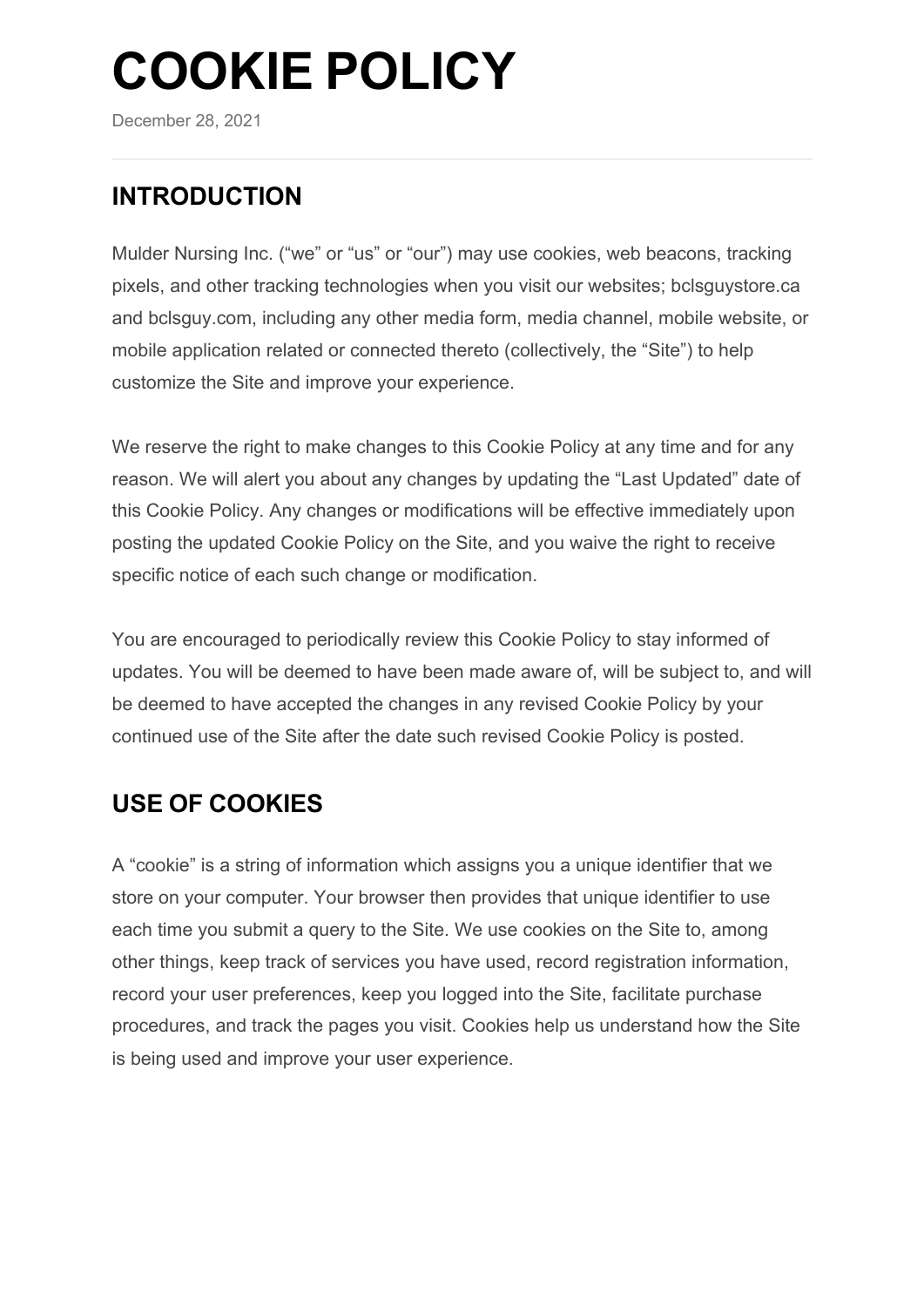# COOKIE POLICY

December 28, 2021

## INTRODUCTION

Mulder Nursing Inc. (“we” or “us” or “our”) may use cookies, web beacons, tracking pixels, and other tracking technologies when you visit our websites; bclsguystore.ca and bclsguy.com, including any other media form, media channel, mobile website, or mobile application related or connected thereto (collectively, the “Site”) to help customize the Site and improve your experience.

We reserve the right to make changes to this Cookie Policy at any time and for any reason. We will alert you about any changes by updating the “Last Updated” date of this Cookie Policy. Any changes or modifications will be effective immediately upon posting the updated Cookie Policy on the Site, and you waive the right to receive specific notice of each such change or modification.

You are encouraged to periodically review this Cookie Policy to stay informed of updates. You will be deemed to have been made aware of, will be subject to, and will be deemed to have accepted the changes in any revised Cookie Policy by your continued use of the Site after the date such revised Cookie Policy is posted.

## USE OF COOKIES

A “cookie” is a string of information which assigns you a unique identifier that we store on your computer. Your browser then provides that unique identifier to use each time you submit a query to the Site. We use cookies on the Site to, among other things, keep track of services you have used, record registration information, record your user preferences, keep you logged into the Site, facilitate purchase procedures, and track the pages you visit. Cookies help us understand how the Site is being used and improve your user experience.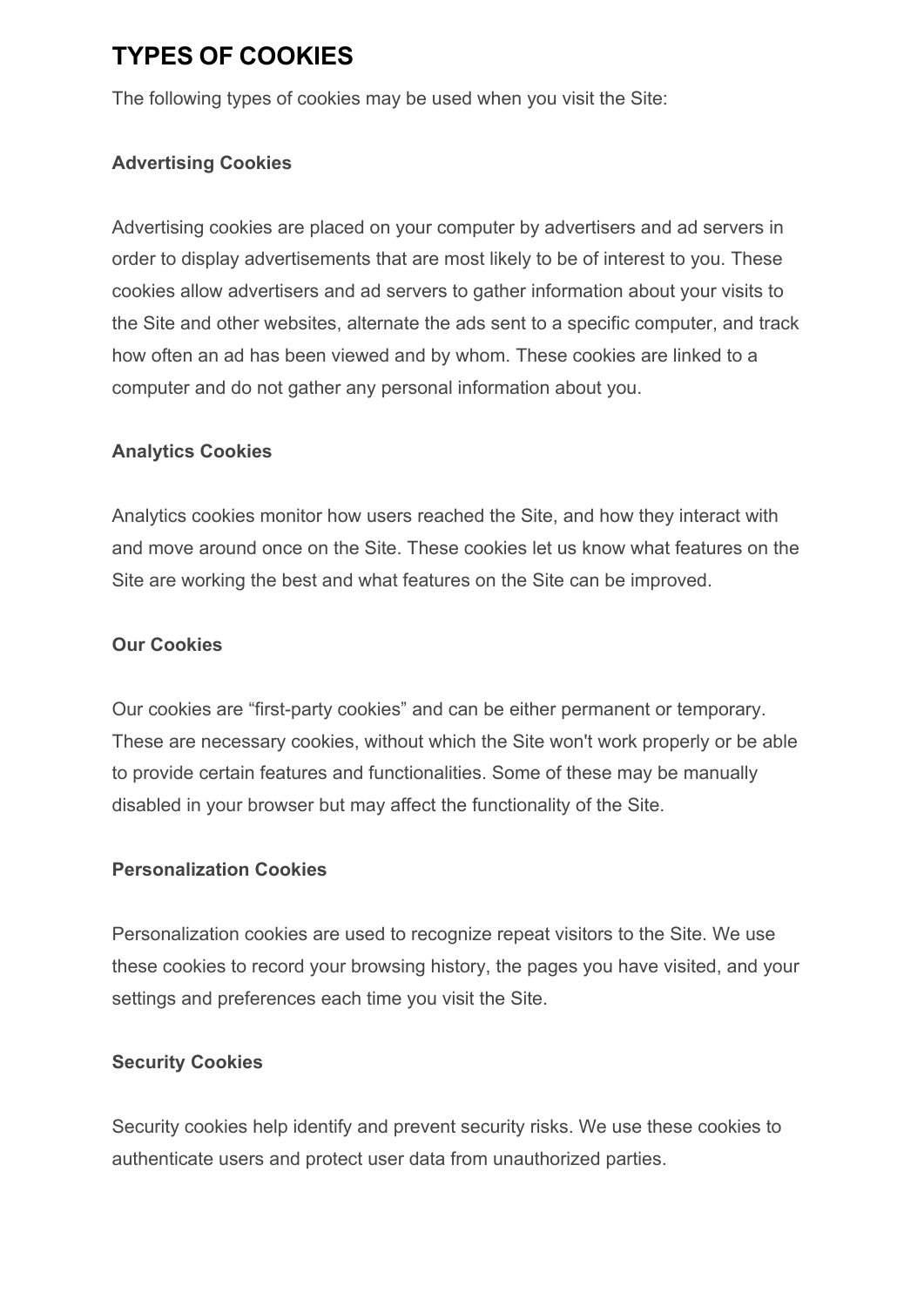# TYPES OF COOKIES

The following types of cookies may be used when you visit the Site:

**Advertising Cookies**

Advertising cookies are placed on your computer by advertisers and ad servers in order to display advertisements that are most likely to be of interest to you. These cookies allow advertisers and ad servers to gather information about your visits to the Site and other websites, alternate the ads sent to a specific computer, and track how often an ad has been viewed and by whom. These cookies are linked to a computer and do not gather any personal information about you.

**Analytics Cookies**

Analytics cookies monitor how users reached the Site, and how they interact with and move around once on the Site. These cookies let us know what features on the Site are working the best and what features on the Site can be improved.

**Our Cookies**

Our cookies are "first-party cookies" and can be either permanent or temporary. These are necessary cookies, without which the Site won't work properly or be able to provide certain features and functionalities. Some of these may be manually disabled in your browser but may affect the functionality of the Site.

**Personalization Cookies**

Personalization cookies are used to recognize repeat visitors to the Site. We use these cookies to record your browsing history, the pages you have visited, and your settings and preferences each time you visit the Site.

**Security Cookies**

Security cookies help identify and prevent security risks. We use these cookies to authenticate users and protect user data from unauthorized parties.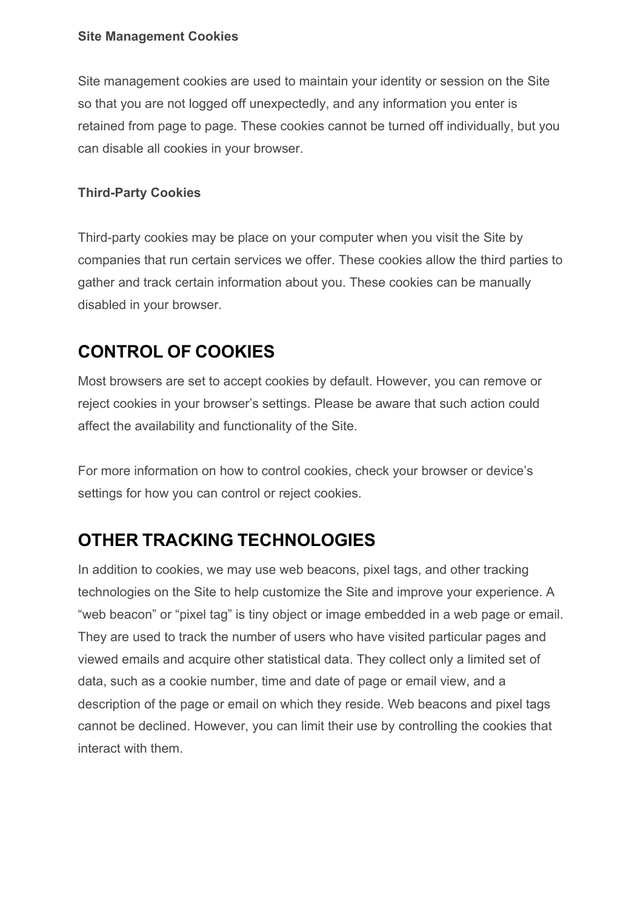### Site Management Cookies

Site management cookies are used to maintain your identity or session on the Site so that you are not logged off unexpectedly, and any information you enter is retained from page to page. These cookies cannot be turned off individually, but you can disable all cookies in your browser.

### Third-Party Cookies

Third-party cookies may be place on your computer when you visit the Site by companies that run certain services we offer. These cookies allow the third parties to gather and track certain information about you. These cookies can be manually disabled in your browser.

## CONTROL OF COOKIES

Most browsers are set to accept cookies by default. However, you can remove or reject cookies in your browser's settings. Please be aware that such action could affect the availability and functionality of the Site.

For more information on how to control cookies, check your browser or device's settings for how you can control or reject cookies.

## OTHER TRACKING TECHNOLOGIES

In addition to cookies, we may use web beacons, pixel tags, and other tracking technologies on the Site to help customize the Site and improve your experience. A "web beacon" or "pixel tag" is tiny object or image embedded in a web page or email. They are used to track the number of users who have visited particular pages and viewed emails and acquire other statistical data. They collect only a limited set of data, such as a cookie number, time and date of page or email view, and a description of the page or email on which they reside. Web beacons and pixel tags cannot be declined. However, you can limit their use by controlling the cookies that interact with them.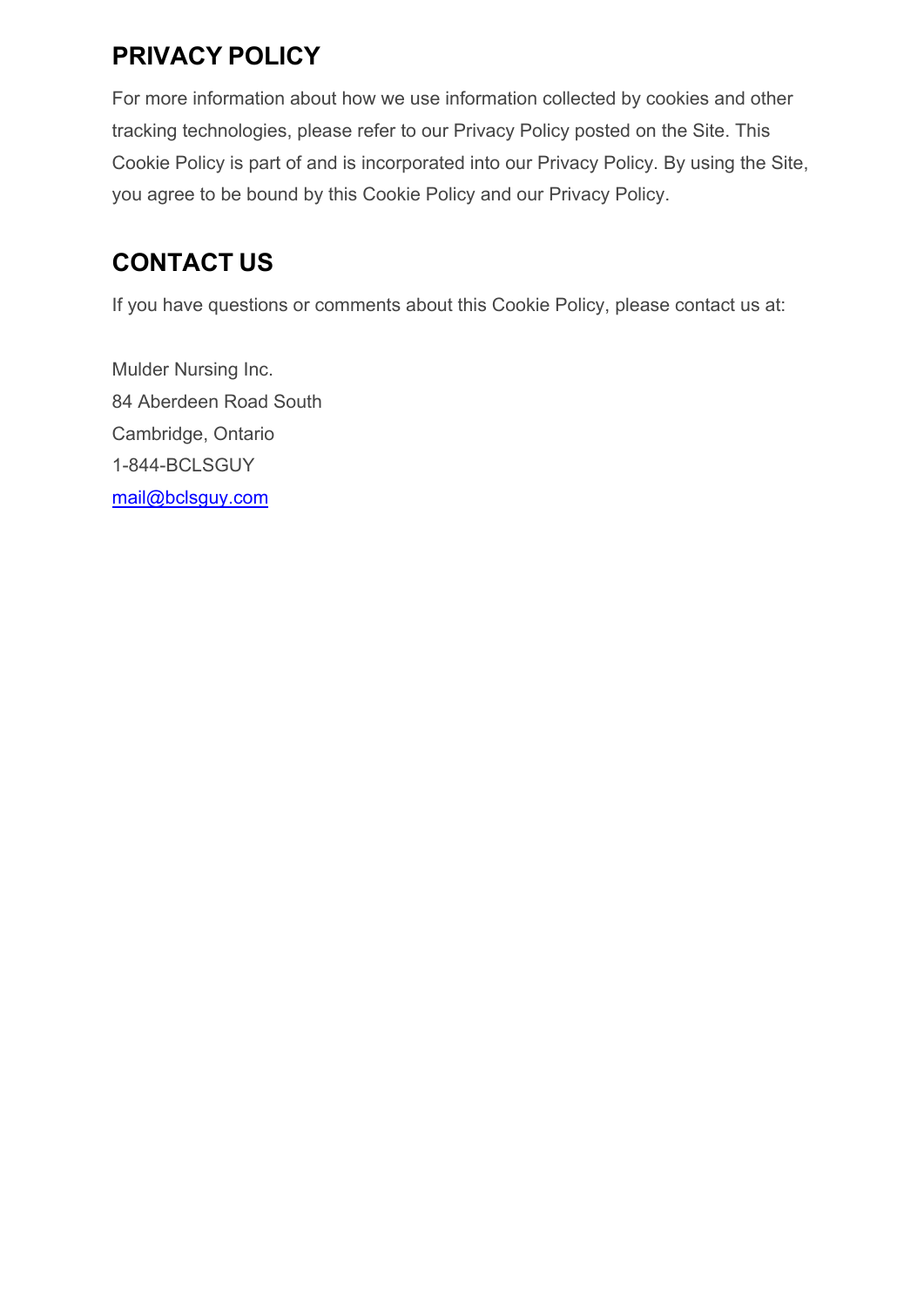## PRIVACY POLICY

For more information about how we use information collected by cookies and other tracking technologies, please refer to our Privacy Policy posted on the Site. This Cookie Policy is part of and is incorporated into our Privacy Policy. By using the Site, you agree to be bound by this Cookie Policy and our Privacy Policy.

## CONTACT US

If you have questions or comments about this Cookie Policy, please contact us at:

Mulder Nursing Inc.
84 Aberdeen Road South
Cambridge, Ontario
1-844-BCLSGUY
mail@bclsguy.com